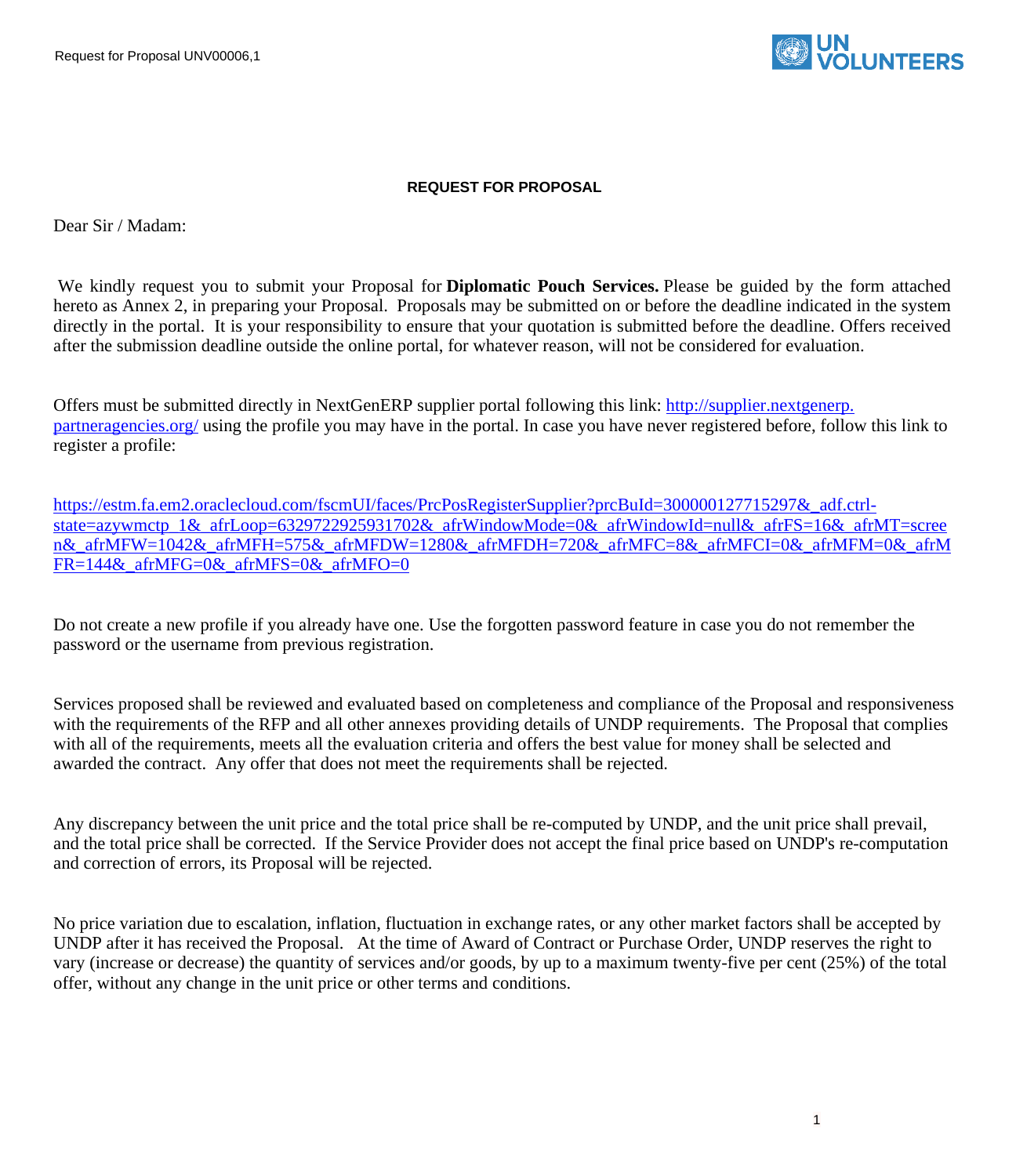# REQUEST FOR PROPOSAL

Dear Sir / Madam:

We kindly request you to submit your Proposal for **Diplomatic Pouch Services.** Please be guided by the form attached hereto as Annex 2, in preparing your Proposal. Proposals may be submitted on or before the deadline indicated in the system directly in the portal. It is your responsibility to ensure that your quotation is submitted before the deadline. Offers received after the submission deadline outside the online portal, for whatever reason, will not be considered for evaluation.

Offers must be submitted directly in NextGenERP supplier portal following this link: [http://supplier.nextgenerp.partneragencies.org/](http://supplier.nextgenerp.partneragencies.org/) using the profile you may have in the portal. In case you have never registered before, follow this link to register a profile:

[https://estm.fa.em2.oraclecloud.com/fscmUI/faces/PrcPosRegisterSupplier?prcBuId=300000127715297&_adf.ctrl-state=azywmctp_1&_afrLoop=6329722925931702&_afrWindowMode=0&_afrWindowId=null&_afrFS=16&_afrMT=screen&_afrMFW=1042&_afrMFH=575&_afrMFDW=1280&_afrMFDH=720&_afrMFC=8&_afrMFCI=0&_afrMFM=0&_afrMFR=144&_afrMFG=0&_afrMFS=0&_afrMFO=0](https://estm.fa.em2.oraclecloud.com/fscmUI/faces/PrcPosRegisterSupplier?prcBuId=300000127715297&_adf.ctrl-state=azywmctp_1&_afrLoop=6329722925931702&_afrWindowMode=0&_afrWindowId=null&_afrFS=16&_afrMT=screen&_afrMFW=1042&_afrMFH=575&_afrMFDW=1280&_afrMFDH=720&_afrMFC=8&_afrMFCI=0&_afrMFM=0&_afrMFR=144&_afrMFG=0&_afrMFS=0&_afrMFO=0)

Do not create a new profile if you already have one. Use the forgotten password feature in case you do not remember the password or the username from previous registration.

Services proposed shall be reviewed and evaluated based on completeness and compliance of the Proposal and responsiveness with the requirements of the RFP and all other annexes providing details of UNDP requirements. The Proposal that complies with all of the requirements, meets all the evaluation criteria and offers the best value for money shall be selected and awarded the contract. Any offer that does not meet the requirements shall be rejected.

Any discrepancy between the unit price and the total price shall be re-computed by UNDP, and the unit price shall prevail, and the total price shall be corrected. If the Service Provider does not accept the final price based on UNDP's re-computation and correction of errors, its Proposal will be rejected.

No price variation due to escalation, inflation, fluctuation in exchange rates, or any other market factors shall be accepted by UNDP after it has received the Proposal. At the time of Award of Contract or Purchase Order, UNDP reserves the right to vary (increase or decrease) the quantity of services and/or goods, by up to a maximum twenty-five per cent (25%) of the total offer, without any change in the unit price or other terms and conditions.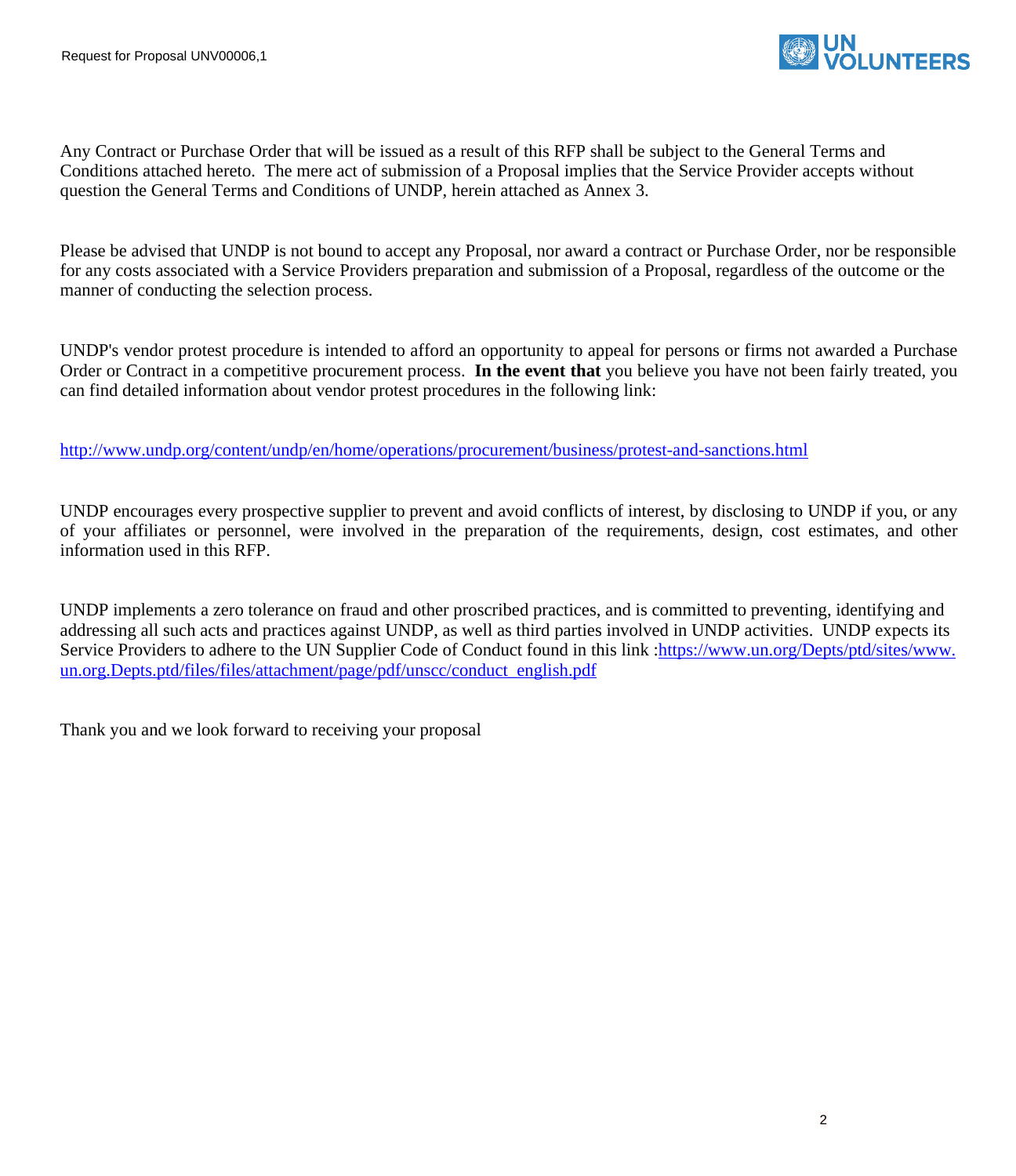Any Contract or Purchase Order that will be issued as a result of this RFP shall be subject to the General Terms and Conditions attached hereto. The mere act of submission of a Proposal implies that the Service Provider accepts without question the General Terms and Conditions of UNDP, herein attached as Annex 3.

Please be advised that UNDP is not bound to accept any Proposal, nor award a contract or Purchase Order, nor be responsible for any costs associated with a Service Providers preparation and submission of a Proposal, regardless of the outcome or the manner of conducting the selection process.

UNDP's vendor protest procedure is intended to afford an opportunity to appeal for persons or firms not awarded a Purchase Order or Contract in a competitive procurement process. **In the event that** you believe you have not been fairly treated, you can find detailed information about vendor protest procedures in the following link:

[http://www.undp.org/content/undp/en/home/operations/procurement/business/protest-and-sanctions.html](http://www.undp.org/content/undp/en/home/operations/procurement/business/protest-and-sanctions.html)

UNDP encourages every prospective supplier to prevent and avoid conflicts of interest, by disclosing to UNDP if you, or any of your affiliates or personnel, were involved in the preparation of the requirements, design, cost estimates, and other information used in this RFP.

UNDP implements a zero tolerance on fraud and other proscribed practices, and is committed to preventing, identifying and addressing all such acts and practices against UNDP, as well as third parties involved in UNDP activities. UNDP expects its Service Providers to adhere to the UN Supplier Code of Conduct found in this link :[https://www.un.org/Depts/ptd/sites/www.un.org.Depts.ptd/files/files/attachment/page/pdf/unscc/conduct_english.pdf](https://www.un.org/Depts/ptd/sites/www.un.org.Depts.ptd/files/files/attachment/page/pdf/unscc/conduct_english.pdf)

Thank you and we look forward to receiving your proposal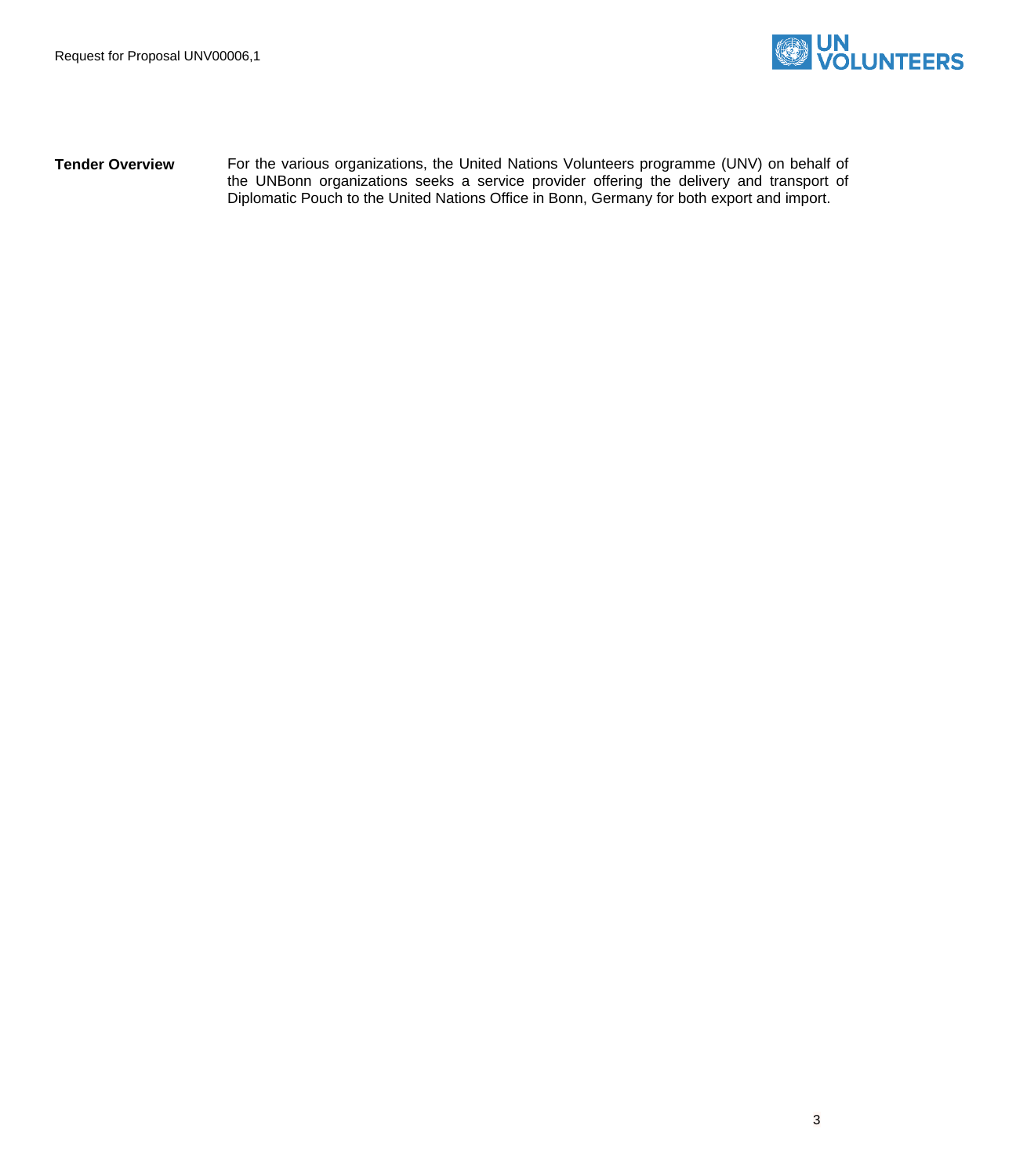**Tender Overview**

For the various organizations, the United Nations Volunteers programme (UNV) on behalf of the UNBonn organizations seeks a service provider offering the delivery and transport of Diplomatic Pouch to the United Nations Office in Bonn, Germany for both export and import.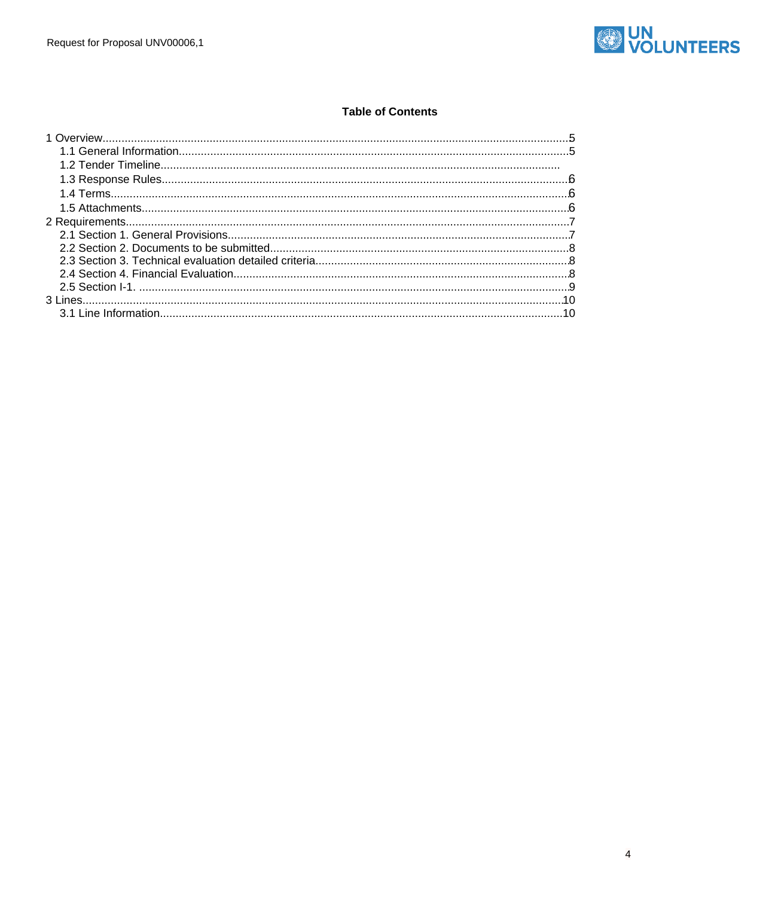**Table of Contents**

1 Overview....5
- 1.1 General Information....5
- 1.2 Tender Timeline....
- 1.3 Response Rules....6
- 1.4 Terms....6
- 1.5 Attachments....6

2 Requirements....7
- 2.1 Section 1. General Provisions....7
- 2.2 Section 2. Documents to be submitted....8
- 2.3 Section 3. Technical evaluation detailed criteria....8
- 2.4 Section 4. Financial Evaluation....8
- 2.5 Section I-1. ....9

3 Lines....10
- 3.1 Line Information....10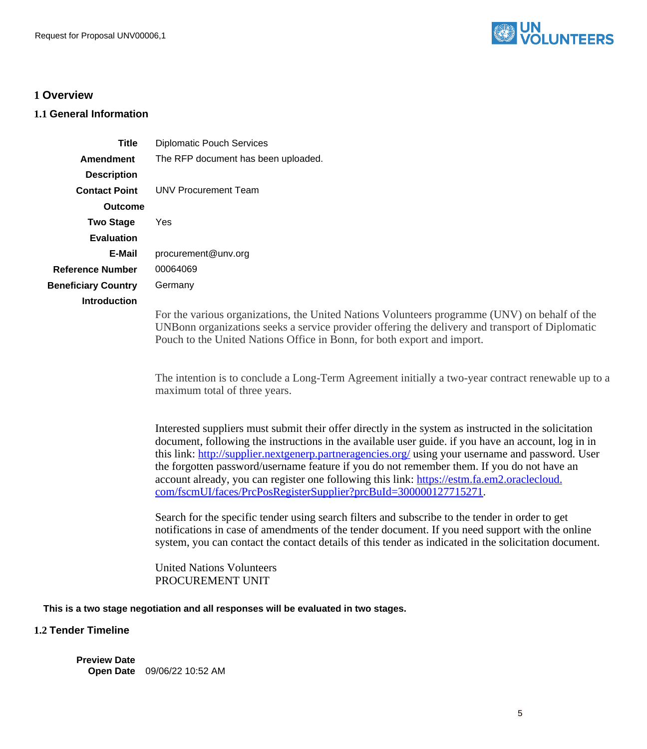# 1 Overview

## 1.1 General Information

| | |
|---|---|
| **Title** | Diplomatic Pouch Services |
| **Amendment Description** | The RFP document has been uploaded. |
| **Contact Point Outcome** | UNV Procurement Team |
| **Two Stage Evaluation** | Yes |
| **E-Mail** | procurement@unv.org |
| **Reference Number** | 00064069 |
| **Beneficiary Country** | Germany |
| **Introduction** | |

For the various organizations, the United Nations Volunteers programme (UNV) on behalf of the UNBonn organizations seeks a service provider offering the delivery and transport of Diplomatic Pouch to the United Nations Office in Bonn, for both export and import.

The intention is to conclude a Long-Term Agreement initially a two-year contract renewable up to a maximum total of three years.

Interested suppliers must submit their offer directly in the system as instructed in the solicitation document, following the instructions in the available user guide. if you have an account, log in in this link: http://supplier.nextgenerp.partneragencies.org/ using your username and password. User the forgotten password/username feature if you do not remember them. If you do not have an account already, you can register one following this link: https://estm.fa.em2.oraclecloud.com/fscmUI/faces/PrcPosRegisterSupplier?prcBuId=300000127715271.

Search for the specific tender using search filters and subscribe to the tender in order to get notifications in case of amendments of the tender document. If you need support with the online system, you can contact the contact details of this tender as indicated in the solicitation document.

United Nations Volunteers
PROCUREMENT UNIT

**This is a two stage negotiation and all responses will be evaluated in two stages.**

## 1.2 Tender Timeline

| | |
|---|---|
| **Preview Date** | |
| **Open Date** | 09/06/22 10:52 AM |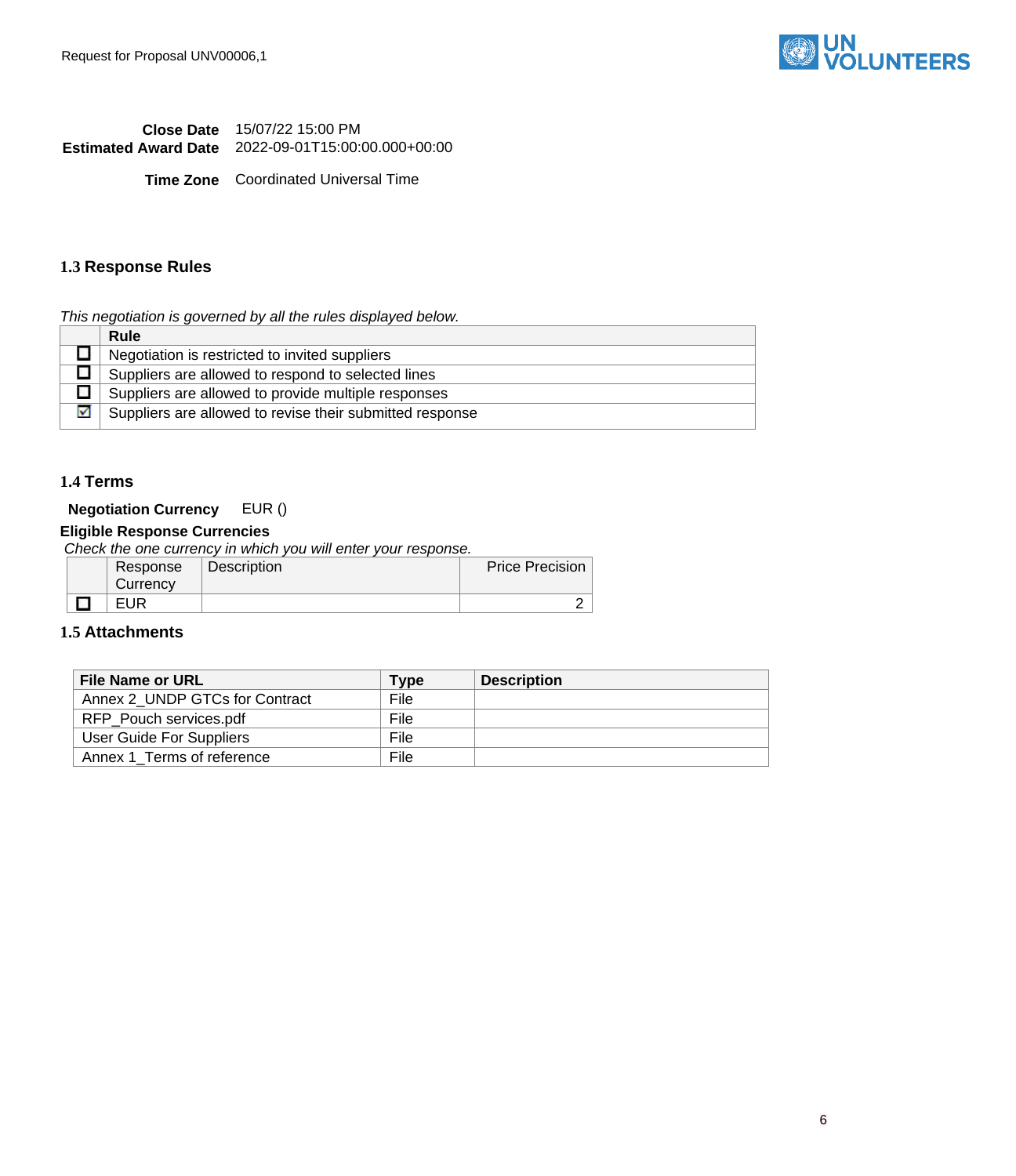| | |
|---|---|
| **Close Date** | 15/07/22 15:00 PM |
| **Estimated Award Date** | 2022-09-01T15:00:00.000+00:00 |
| **Time Zone** | Coordinated Universal Time |

### 1.3 Response Rules

*This negotiation is governed by all the rules displayed below.*

| | Rule |
|---|---|
| ☐ | Negotiation is restricted to invited suppliers |
| ☐ | Suppliers are allowed to respond to selected lines |
| ☐ | Suppliers are allowed to provide multiple responses |
| ☑ | Suppliers are allowed to revise their submitted response |

### 1.4 Terms

**Negotiation Currency** EUR ()

**Eligible Response Currencies**

*Check the one currency in which you will enter your response.*

| | Response Currency | Description | Price Precision |
|---|---|---|---|
| ☐ | EUR | | 2 |

### 1.5 Attachments

| File Name or URL | Type | Description |
|---|---|---|
| Annex 2_UNDP GTCs for Contract | File | |
| RFP_Pouch services.pdf | File | |
| User Guide For Suppliers | File | |
| Annex 1_Terms of reference | File | |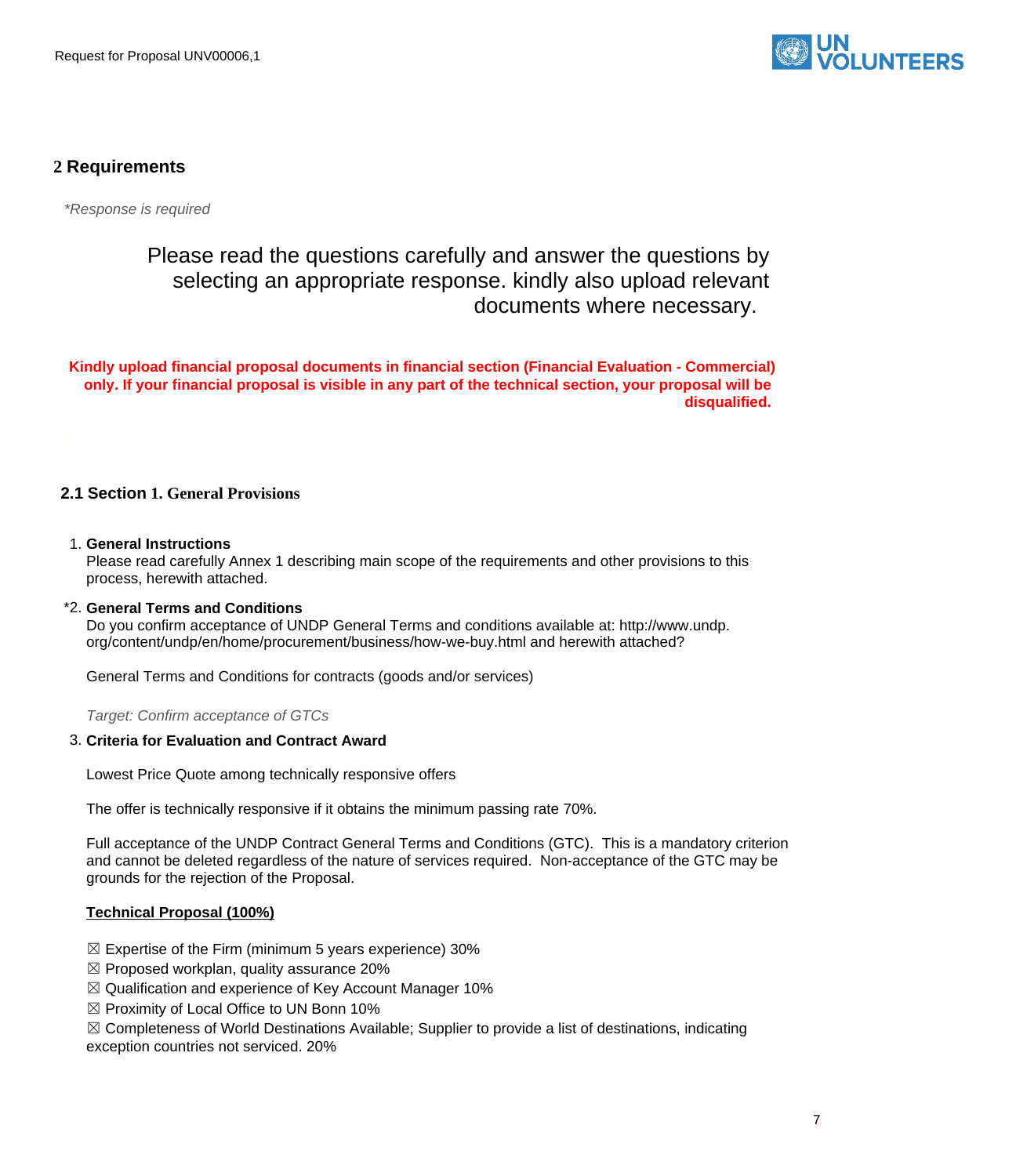## 2 Requirements

*\*Response is required*

Please read the questions carefully and answer the questions by selecting an appropriate response. kindly also upload relevant documents where necessary.

**Kindly upload financial proposal documents in financial section (Financial Evaluation - Commercial) only. If your financial proposal is visible in any part of the technical section, your proposal will be disqualified.**

### 2.1 Section 1. General Provisions

1. **General Instructions**
   Please read carefully Annex 1 describing main scope of the requirements and other provisions to this process, herewith attached.

*2. **General Terms and Conditions**
   Do you confirm acceptance of UNDP General Terms and conditions available at: http://www.undp.org/content/undp/en/home/procurement/business/how-we-buy.html and herewith attached?

   General Terms and Conditions for contracts (goods and/or services)

   *Target: Confirm acceptance of GTCs*

3. **Criteria for Evaluation and Contract Award**

   Lowest Price Quote among technically responsive offers

   The offer is technically responsive if it obtains the minimum passing rate 70%.

   Full acceptance of the UNDP Contract General Terms and Conditions (GTC). This is a mandatory criterion and cannot be deleted regardless of the nature of services required. Non-acceptance of the GTC may be grounds for the rejection of the Proposal.

   **Technical Proposal (100%)**

   ☒ Expertise of the Firm (minimum 5 years experience) 30%
   ☒ Proposed workplan, quality assurance 20%
   ☒ Qualification and experience of Key Account Manager 10%
   ☒ Proximity of Local Office to UN Bonn 10%
   ☒ Completeness of World Destinations Available; Supplier to provide a list of destinations, indicating exception countries not serviced. 20%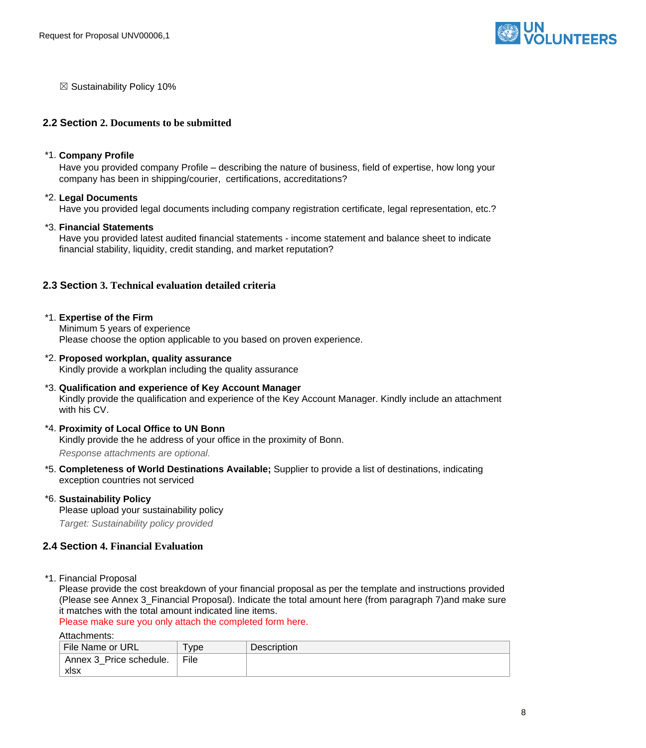☒ Sustainability Policy 10%

## 2.2 Section 2. Documents to be submitted

*1. **Company Profile**
Have you provided company Profile – describing the nature of business, field of expertise, how long your company has been in shipping/courier, certifications, accreditations?

*2. **Legal Documents**
Have you provided legal documents including company registration certificate, legal representation, etc.?

*3. **Financial Statements**
Have you provided latest audited financial statements - income statement and balance sheet to indicate financial stability, liquidity, credit standing, and market reputation?

## 2.3 Section 3. Technical evaluation detailed criteria

*1. **Expertise of the Firm**
Minimum 5 years of experience
Please choose the option applicable to you based on proven experience.

*2. **Proposed workplan, quality assurance**
Kindly provide a workplan including the quality assurance

*3. **Qualification and experience of Key Account Manager**
Kindly provide the qualification and experience of the Key Account Manager. Kindly include an attachment with his CV.

*4. **Proximity of Local Office to UN Bonn**
Kindly provide the he address of your office in the proximity of Bonn.
*Response attachments are optional.*

*5. **Completeness of World Destinations Available;** Supplier to provide a list of destinations, indicating exception countries not serviced

*6. **Sustainability Policy**
Please upload your sustainability policy
*Target: Sustainability policy provided*

## 2.4 Section 4. Financial Evaluation

*1. Financial Proposal
Please provide the cost breakdown of your financial proposal as per the template and instructions provided (Please see Annex 3_Financial Proposal). Indicate the total amount here (from paragraph 7)and make sure it matches with the total amount indicated line items.
Please make sure you only attach the completed form here.

Attachments:

| File Name or URL | Type | Description |
|---|---|---|
| Annex 3_Price schedule.xlsx | File | |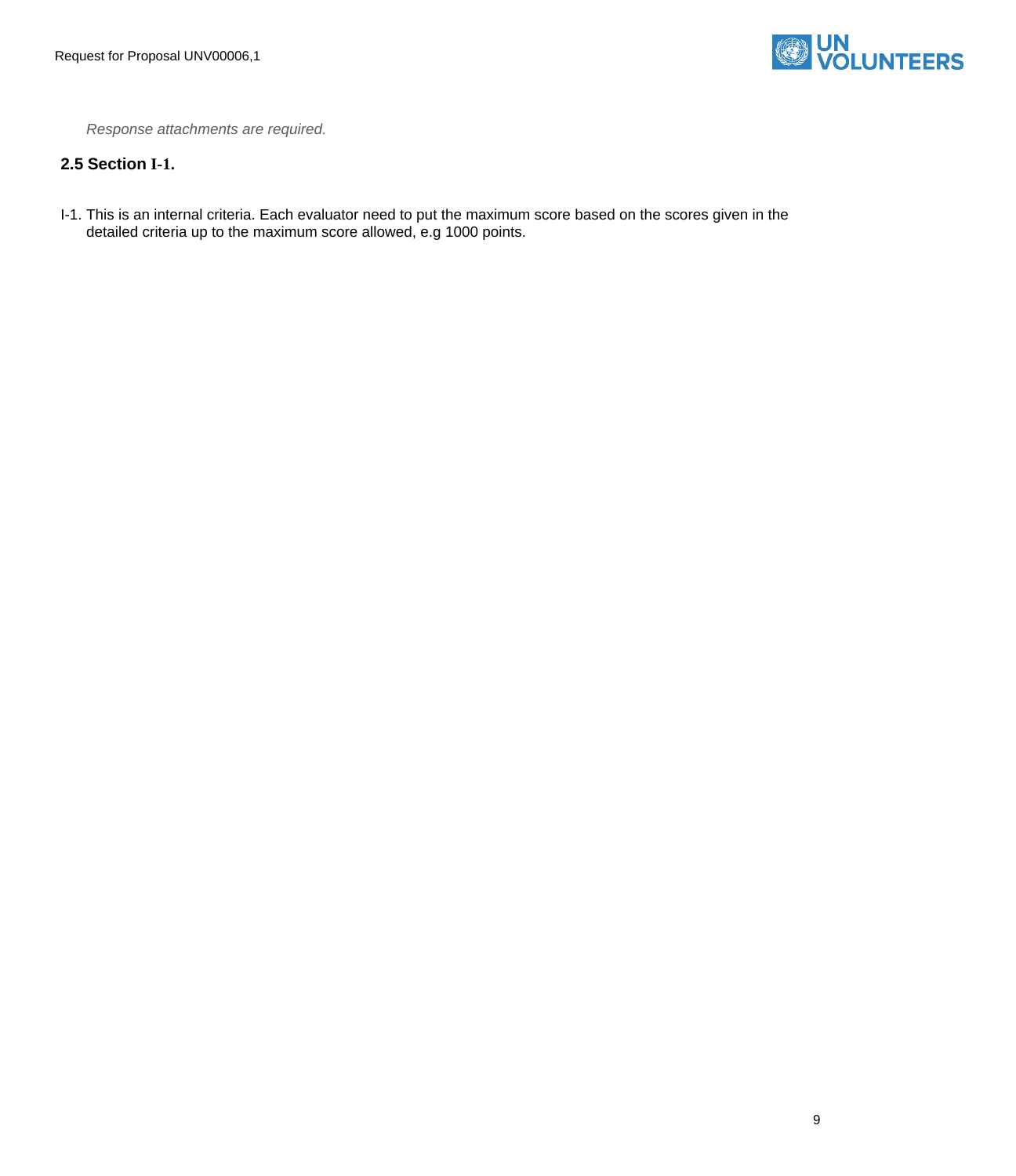*Response attachments are required.*

## 2.5 Section I-1.

I-1. This is an internal criteria. Each evaluator need to put the maximum score based on the scores given in the detailed criteria up to the maximum score allowed, e.g 1000 points.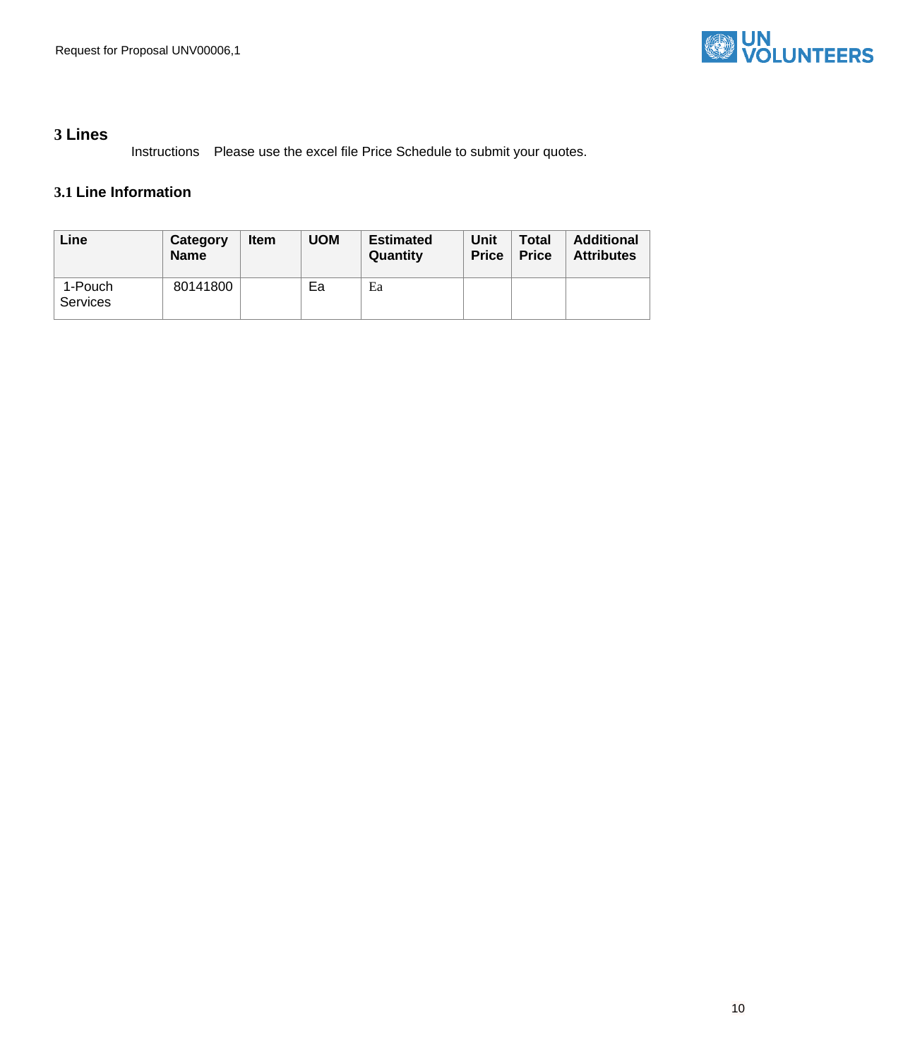# 3 Lines

Instructions Please use the excel file Price Schedule to submit your quotes.

## 3.1 Line Information

| Line | Category Name | Item | UOM | Estimated Quantity | Unit Price | Total Price | Additional Attributes |
|---|---|---|---|---|---|---|---|
| 1-Pouch Services | 80141800 | | Ea | Ea | | | |